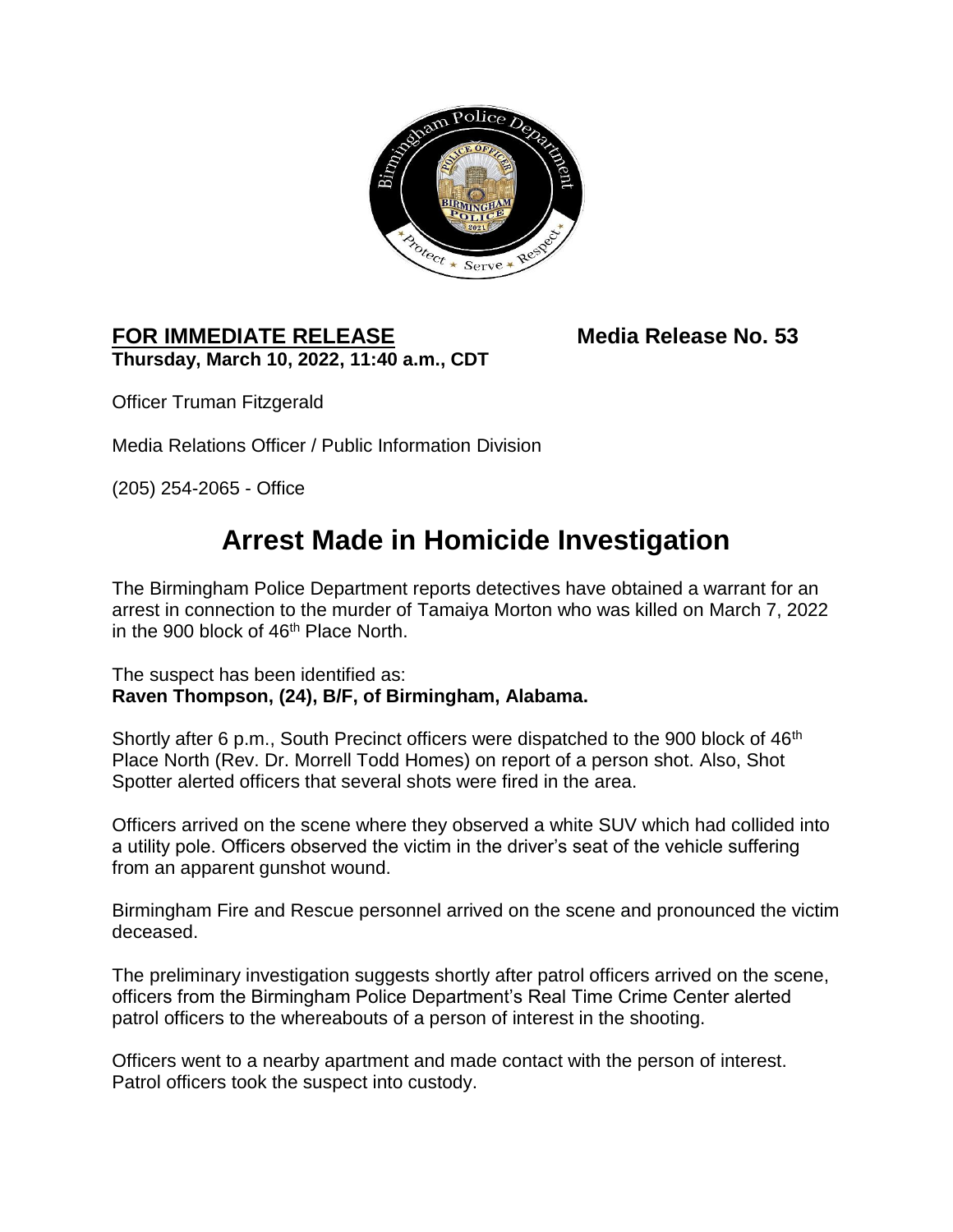**FOR IMMEDIATE RELEASE** **Media Release No. 53**

**Thursday, March 10, 2022, 11:40 a.m., CDT**

Officer Truman Fitzgerald

Media Relations Officer / Public Information Division

(205) 254-2065 - Office

# Arrest Made in Homicide Investigation

The Birmingham Police Department reports detectives have obtained a warrant for an arrest in connection to the murder of Tamaiya Morton who was killed on March 7, 2022 in the 900 block of 46th Place North.

The suspect has been identified as:
**Raven Thompson, (24), B/F, of Birmingham, Alabama.**

Shortly after 6 p.m., South Precinct officers were dispatched to the 900 block of 46th Place North (Rev. Dr. Morrell Todd Homes) on report of a person shot. Also, Shot Spotter alerted officers that several shots were fired in the area.

Officers arrived on the scene where they observed a white SUV which had collided into a utility pole. Officers observed the victim in the driver's seat of the vehicle suffering from an apparent gunshot wound.

Birmingham Fire and Rescue personnel arrived on the scene and pronounced the victim deceased.

The preliminary investigation suggests shortly after patrol officers arrived on the scene, officers from the Birmingham Police Department's Real Time Crime Center alerted patrol officers to the whereabouts of a person of interest in the shooting.

Officers went to a nearby apartment and made contact with the person of interest. Patrol officers took the suspect into custody.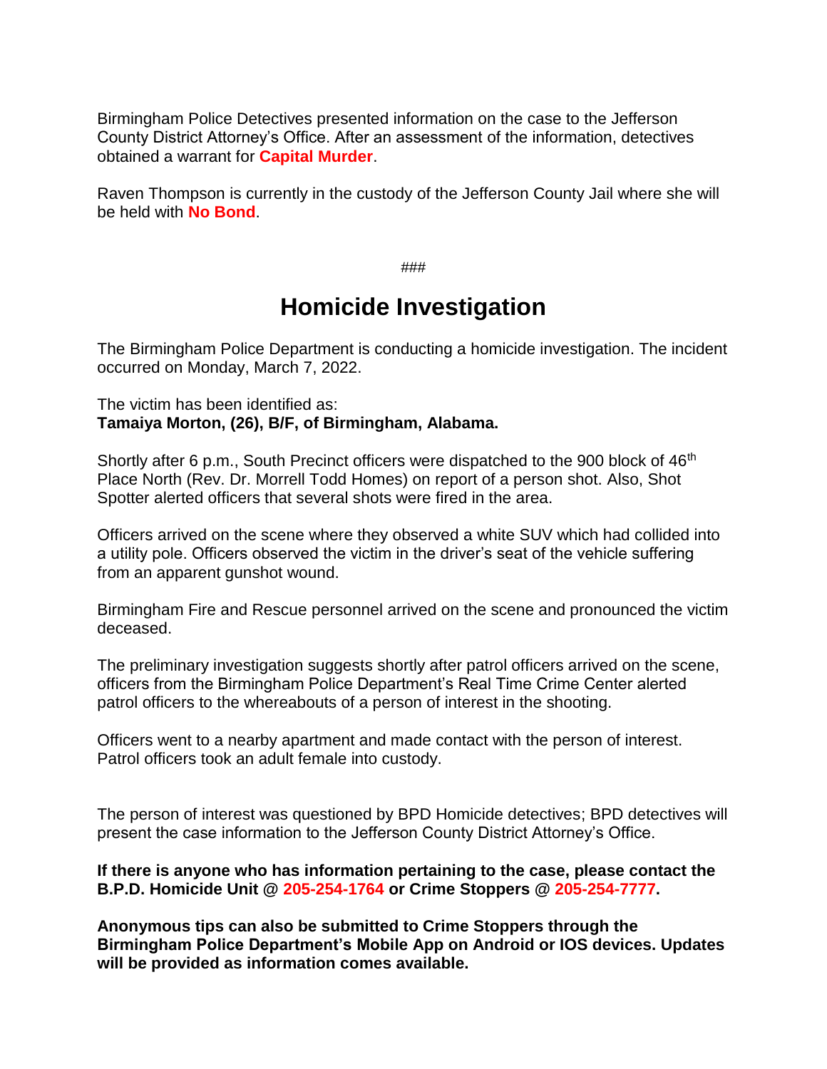Birmingham Police Detectives presented information on the case to the Jefferson County District Attorney's Office. After an assessment of the information, detectives obtained a warrant for **Capital Murder**.

Raven Thompson is currently in the custody of the Jefferson County Jail where she will be held with **No Bond**.

###

# Homicide Investigation

The Birmingham Police Department is conducting a homicide investigation. The incident occurred on Monday, March 7, 2022.

The victim has been identified as:
**Tamaiya Morton, (26), B/F, of Birmingham, Alabama.**

Shortly after 6 p.m., South Precinct officers were dispatched to the 900 block of 46th Place North (Rev. Dr. Morrell Todd Homes) on report of a person shot. Also, Shot Spotter alerted officers that several shots were fired in the area.

Officers arrived on the scene where they observed a white SUV which had collided into a utility pole. Officers observed the victim in the driver's seat of the vehicle suffering from an apparent gunshot wound.

Birmingham Fire and Rescue personnel arrived on the scene and pronounced the victim deceased.

The preliminary investigation suggests shortly after patrol officers arrived on the scene, officers from the Birmingham Police Department's Real Time Crime Center alerted patrol officers to the whereabouts of a person of interest in the shooting.

Officers went to a nearby apartment and made contact with the person of interest. Patrol officers took an adult female into custody.

The person of interest was questioned by BPD Homicide detectives; BPD detectives will present the case information to the Jefferson County District Attorney's Office.

**If there is anyone who has information pertaining to the case, please contact the B.P.D. Homicide Unit @ 205-254-1764 or Crime Stoppers @ 205-254-7777.**

**Anonymous tips can also be submitted to Crime Stoppers through the Birmingham Police Department's Mobile App on Android or IOS devices. Updates will be provided as information comes available.**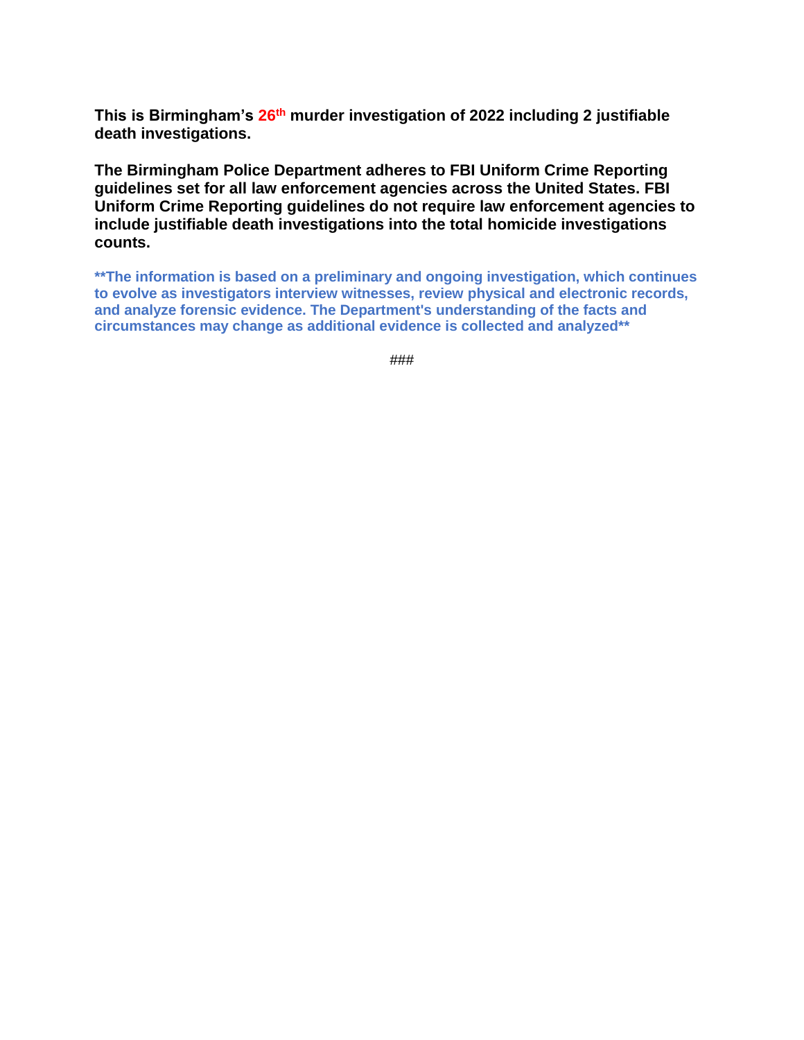**This is Birmingham's 26th murder investigation of 2022 including 2 justifiable death investigations.**

**The Birmingham Police Department adheres to FBI Uniform Crime Reporting guidelines set for all law enforcement agencies across the United States. FBI Uniform Crime Reporting guidelines do not require law enforcement agencies to include justifiable death investigations into the total homicide investigations counts.**

**\*\*The information is based on a preliminary and ongoing investigation, which continues to evolve as investigators interview witnesses, review physical and electronic records, and analyze forensic evidence. The Department's understanding of the facts and circumstances may change as additional evidence is collected and analyzed\*\***

###